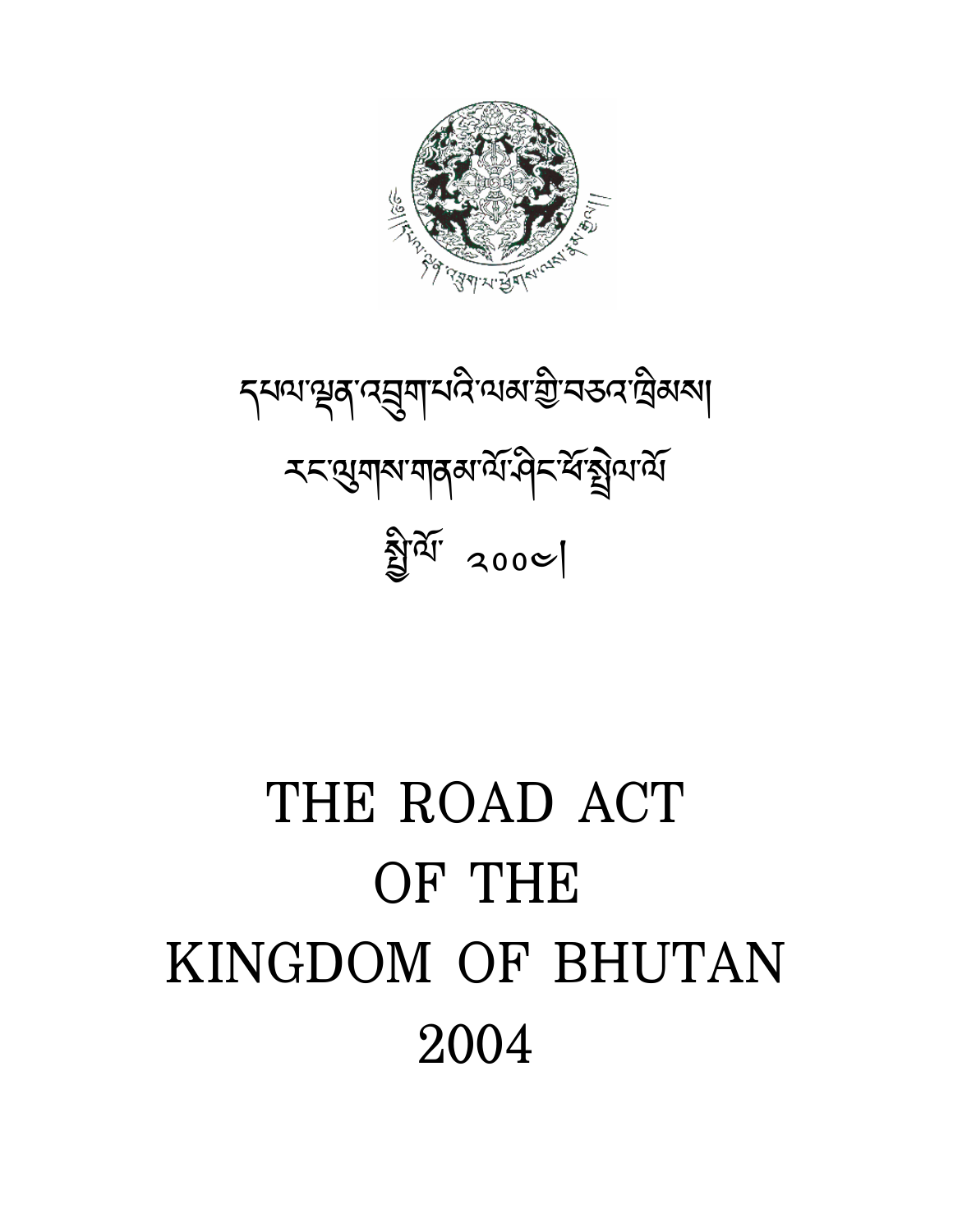༄༅། །དཔལ་ལྡན་འབྲུག་པའི་ལམ་གྱི་བཅའ་ཁྲིམས།

རང་ལུགས་གནམ་ལོ་ཤིང་ཕོ་སྤྲེལ་ལོ

སྤྱི་ལོ་ ༢༠༠༤།

# THE ROAD ACT OF THE KINGDOM OF BHUTAN 2004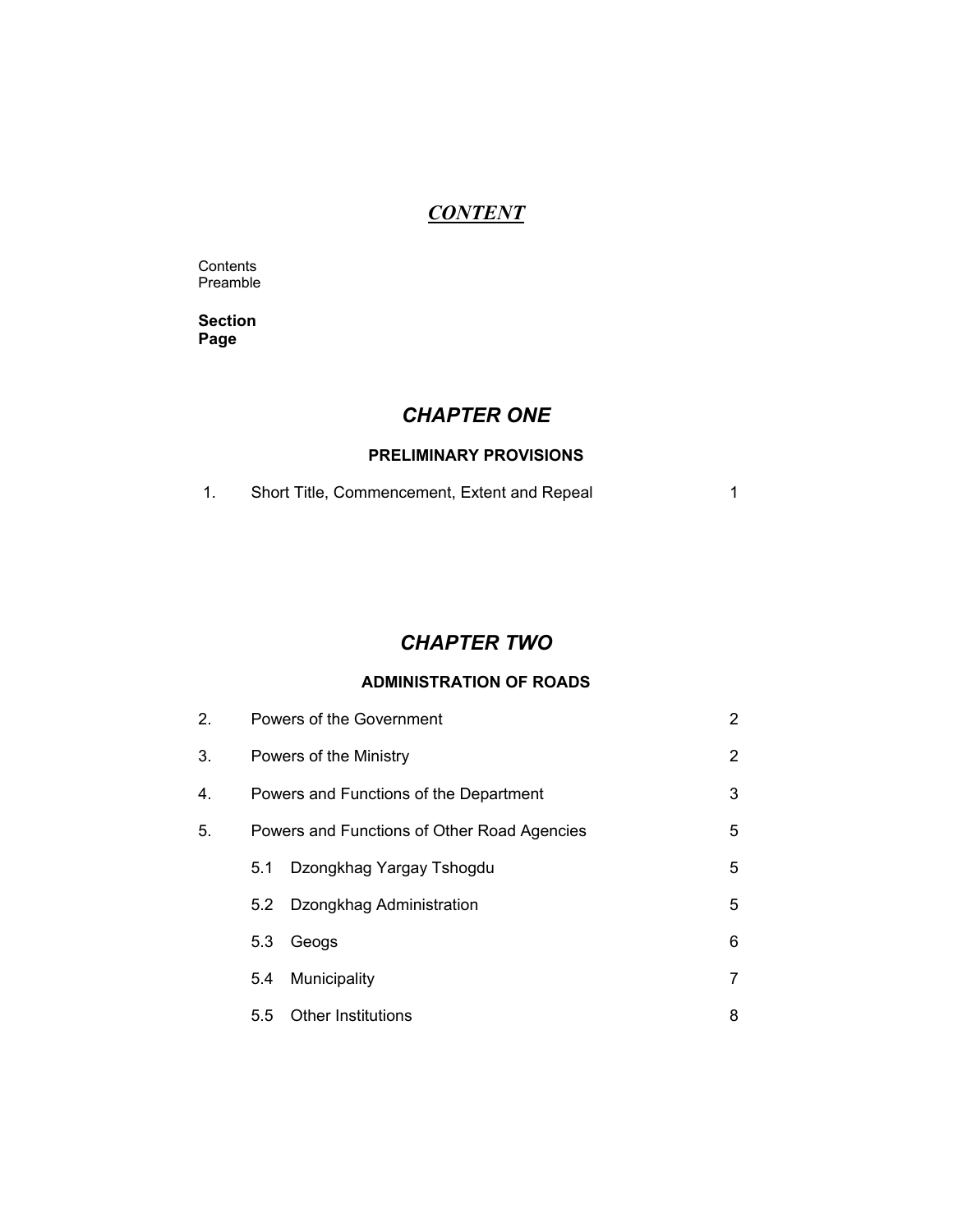# *CONTENT*

Contents
Preamble

**Section**
**Page**

## *CHAPTER ONE*

### PRELIMINARY PROVISIONS

| | | |
|---|---|---|
| 1. | Short Title, Commencement, Extent and Repeal | 1 |

## *CHAPTER TWO*

### ADMINISTRATION OF ROADS

| | | |
|---|---|---|
| 2. | Powers of the Government | 2 |
| 3. | Powers of the Ministry | 2 |
| 4. | Powers and Functions of the Department | 3 |
| 5. | Powers and Functions of Other Road Agencies | 5 |
| | 5.1 Dzongkhag Yargay Tshogdu | 5 |
| | 5.2 Dzongkhag Administration | 5 |
| | 5.3 Geogs | 6 |
| | 5.4 Municipality | 7 |
| | 5.5 Other Institutions | 8 |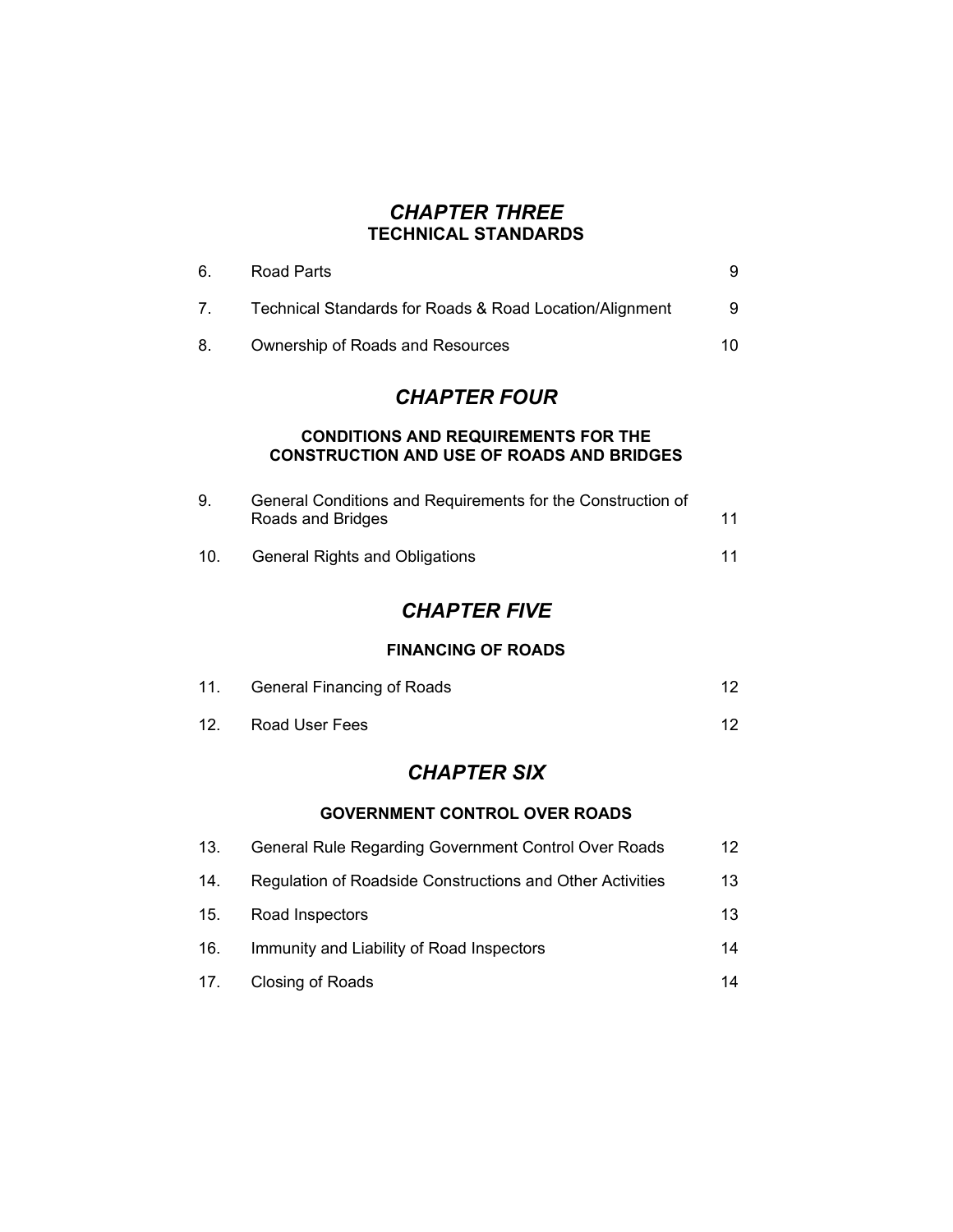## *CHAPTER THREE*
### TECHNICAL STANDARDS

| | | |
|---|---|---|
| 6. | Road Parts | 9 |
| 7. | Technical Standards for Roads & Road Location/Alignment | 9 |
| 8. | Ownership of Roads and Resources | 10 |

## *CHAPTER FOUR*

### CONDITIONS AND REQUIREMENTS FOR THE CONSTRUCTION AND USE OF ROADS AND BRIDGES

| | | |
|---|---|---|
| 9. | General Conditions and Requirements for the Construction of Roads and Bridges | 11 |
| 10. | General Rights and Obligations | 11 |

## *CHAPTER FIVE*

### FINANCING OF ROADS

| | | |
|---|---|---|
| 11. | General Financing of Roads | 12 |
| 12. | Road User Fees | 12 |

## *CHAPTER SIX*

### GOVERNMENT CONTROL OVER ROADS

| | | |
|---|---|---|
| 13. | General Rule Regarding Government Control Over Roads | 12 |
| 14. | Regulation of Roadside Constructions and Other Activities | 13 |
| 15. | Road Inspectors | 13 |
| 16. | Immunity and Liability of Road Inspectors | 14 |
| 17. | Closing of Roads | 14 |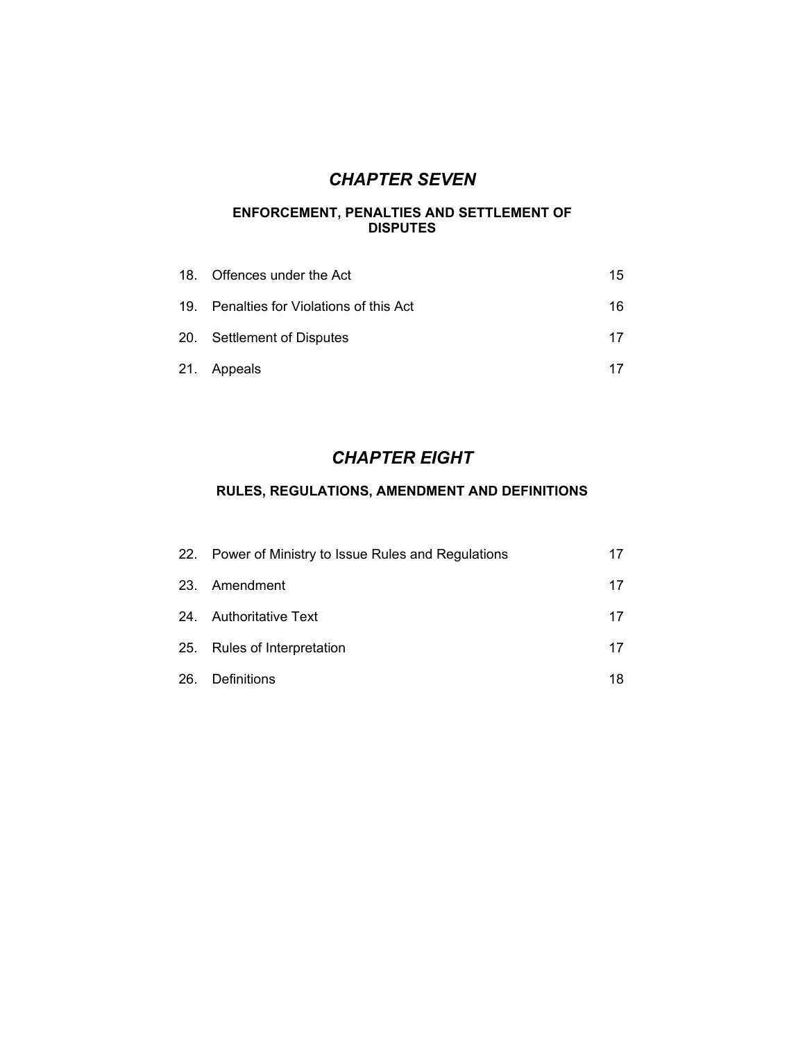## *CHAPTER SEVEN*

### ENFORCEMENT, PENALTIES AND SETTLEMENT OF DISPUTES

| | | |
|---|---|---|
| 18. | Offences under the Act | 15 |
| 19. | Penalties for Violations of this Act | 16 |
| 20. | Settlement of Disputes | 17 |
| 21. | Appeals | 17 |

## *CHAPTER EIGHT*

### RULES, REGULATIONS, AMENDMENT AND DEFINITIONS

| | | |
|---|---|---|
| 22. | Power of Ministry to Issue Rules and Regulations | 17 |
| 23. | Amendment | 17 |
| 24. | Authoritative Text | 17 |
| 25. | Rules of Interpretation | 17 |
| 26. | Definitions | 18 |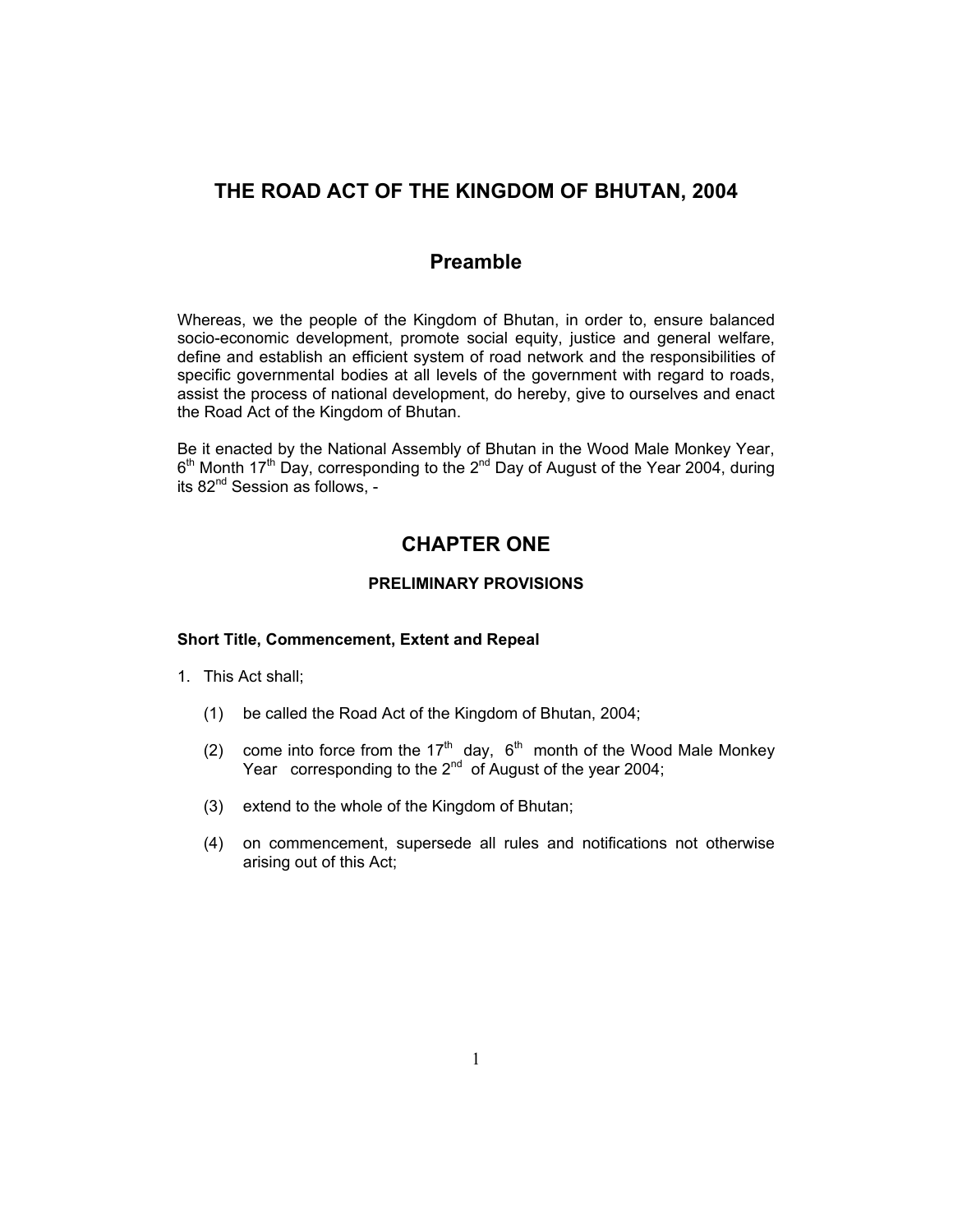# THE ROAD ACT OF THE KINGDOM OF BHUTAN, 2004

## Preamble

Whereas, we the people of the Kingdom of Bhutan, in order to, ensure balanced socio-economic development, promote social equity, justice and general welfare, define and establish an efficient system of road network and the responsibilities of specific governmental bodies at all levels of the government with regard to roads, assist the process of national development, do hereby, give to ourselves and enact the Road Act of the Kingdom of Bhutan.

Be it enacted by the National Assembly of Bhutan in the Wood Male Monkey Year, 6th Month 17th Day, corresponding to the 2nd Day of August of the Year 2004, during its 82nd Session as follows, -

## CHAPTER ONE

### PRELIMINARY PROVISIONS

**Short Title, Commencement, Extent and Repeal**

1. This Act shall;

   (1) be called the Road Act of the Kingdom of Bhutan, 2004;

   (2) come into force from the 17th day, 6th month of the Wood Male Monkey Year corresponding to the 2nd of August of the year 2004;

   (3) extend to the whole of the Kingdom of Bhutan;

   (4) on commencement, supersede all rules and notifications not otherwise arising out of this Act;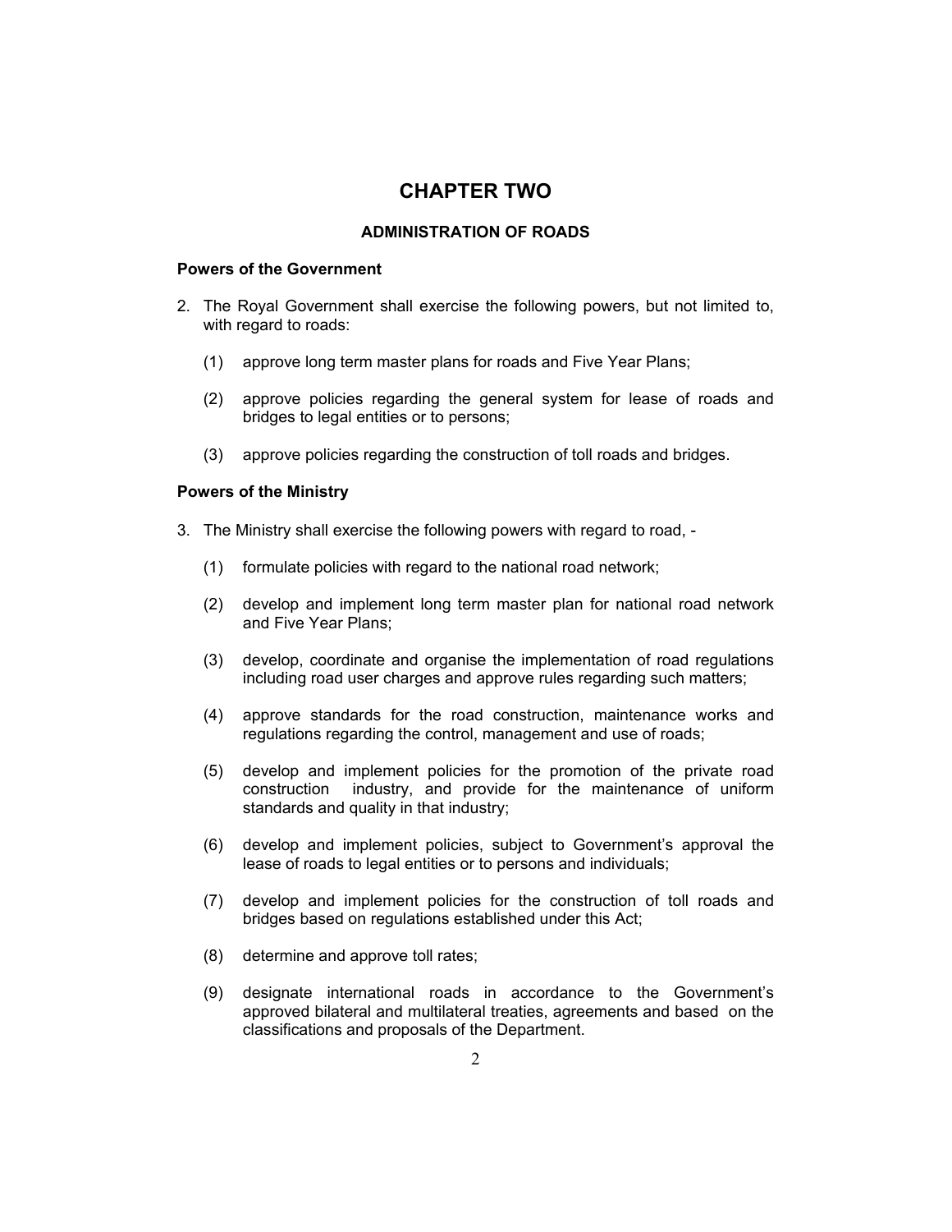# CHAPTER TWO

## ADMINISTRATION OF ROADS

**Powers of the Government**

2. The Royal Government shall exercise the following powers, but not limited to, with regard to roads:

   (1) approve long term master plans for roads and Five Year Plans;

   (2) approve policies regarding the general system for lease of roads and bridges to legal entities or to persons;

   (3) approve policies regarding the construction of toll roads and bridges.

**Powers of the Ministry**

3. The Ministry shall exercise the following powers with regard to road, -

   (1) formulate policies with regard to the national road network;

   (2) develop and implement long term master plan for national road network and Five Year Plans;

   (3) develop, coordinate and organise the implementation of road regulations including road user charges and approve rules regarding such matters;

   (4) approve standards for the road construction, maintenance works and regulations regarding the control, management and use of roads;

   (5) develop and implement policies for the promotion of the private road construction industry, and provide for the maintenance of uniform standards and quality in that industry;

   (6) develop and implement policies, subject to Government's approval the lease of roads to legal entities or to persons and individuals;

   (7) develop and implement policies for the construction of toll roads and bridges based on regulations established under this Act;

   (8) determine and approve toll rates;

   (9) designate international roads in accordance to the Government's approved bilateral and multilateral treaties, agreements and based on the classifications and proposals of the Department.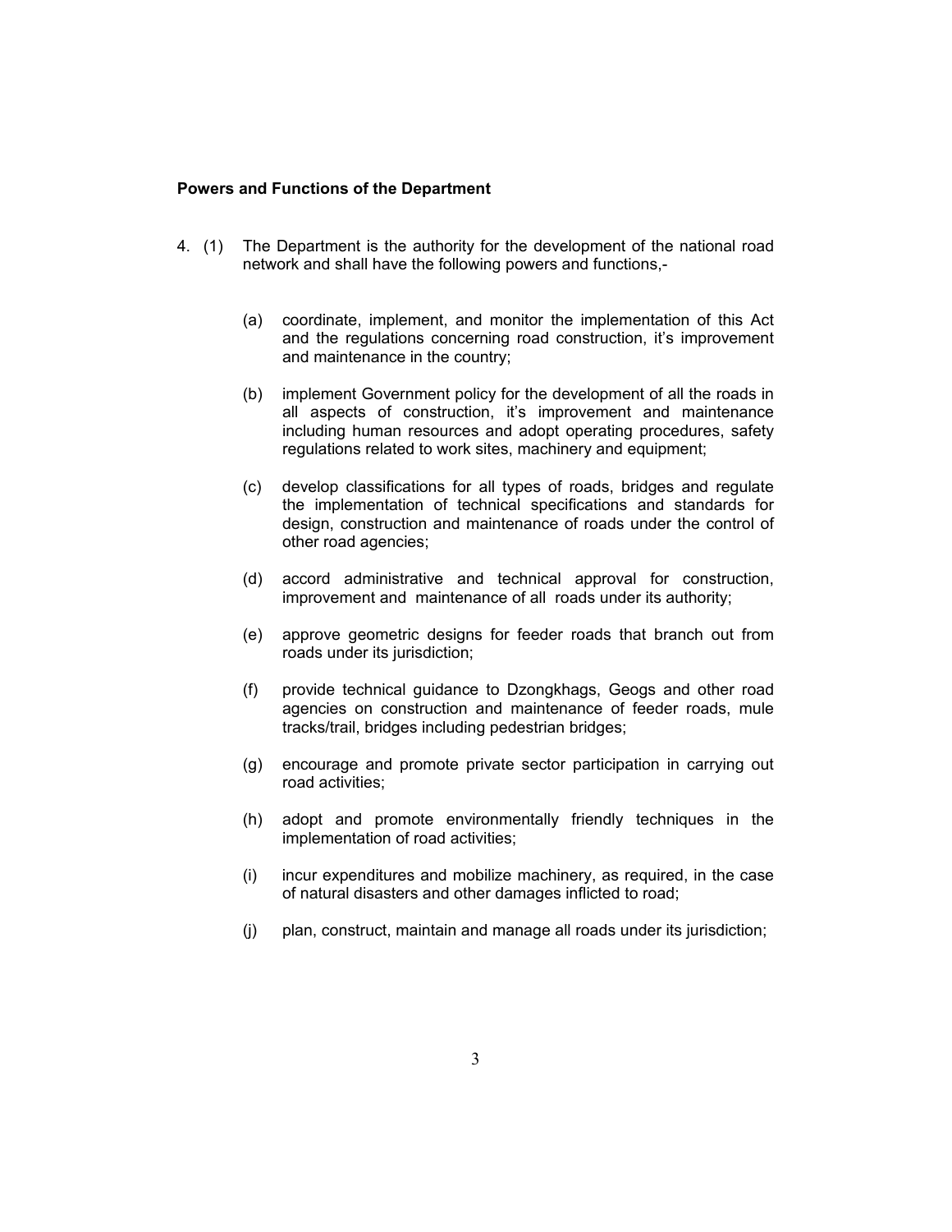**Powers and Functions of the Department**

4. (1) The Department is the authority for the development of the national road network and shall have the following powers and functions,-

   (a) coordinate, implement, and monitor the implementation of this Act and the regulations concerning road construction, it's improvement and maintenance in the country;

   (b) implement Government policy for the development of all the roads in all aspects of construction, it's improvement and maintenance including human resources and adopt operating procedures, safety regulations related to work sites, machinery and equipment;

   (c) develop classifications for all types of roads, bridges and regulate the implementation of technical specifications and standards for design, construction and maintenance of roads under the control of other road agencies;

   (d) accord administrative and technical approval for construction, improvement and maintenance of all roads under its authority;

   (e) approve geometric designs for feeder roads that branch out from roads under its jurisdiction;

   (f) provide technical guidance to Dzongkhags, Geogs and other road agencies on construction and maintenance of feeder roads, mule tracks/trail, bridges including pedestrian bridges;

   (g) encourage and promote private sector participation in carrying out road activities;

   (h) adopt and promote environmentally friendly techniques in the implementation of road activities;

   (i) incur expenditures and mobilize machinery, as required, in the case of natural disasters and other damages inflicted to road;

   (j) plan, construct, maintain and manage all roads under its jurisdiction;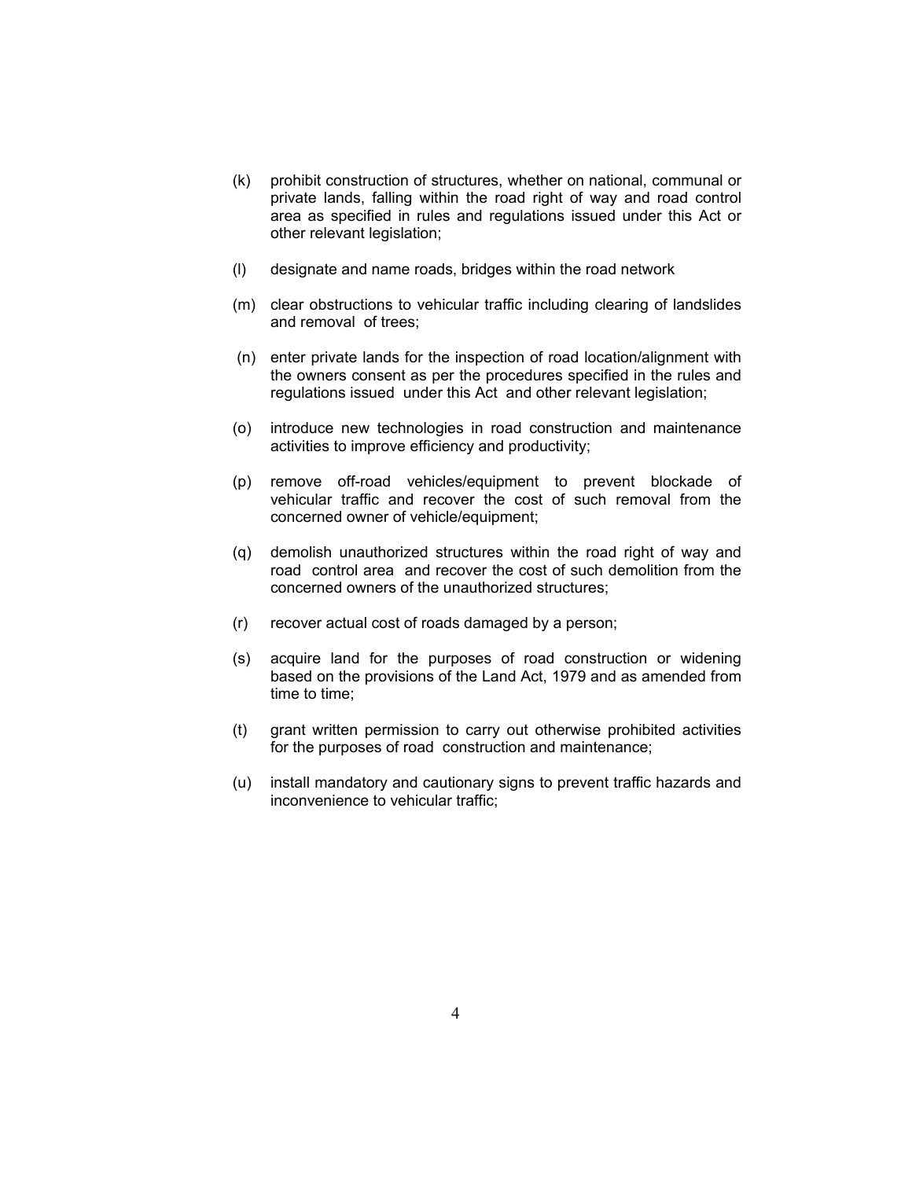(k) prohibit construction of structures, whether on national, communal or private lands, falling within the road right of way and road control area as specified in rules and regulations issued under this Act or other relevant legislation;

(l) designate and name roads, bridges within the road network

(m) clear obstructions to vehicular traffic including clearing of landslides and removal of trees;

(n) enter private lands for the inspection of road location/alignment with the owners consent as per the procedures specified in the rules and regulations issued under this Act and other relevant legislation;

(o) introduce new technologies in road construction and maintenance activities to improve efficiency and productivity;

(p) remove off-road vehicles/equipment to prevent blockade of vehicular traffic and recover the cost of such removal from the concerned owner of vehicle/equipment;

(q) demolish unauthorized structures within the road right of way and road control area and recover the cost of such demolition from the concerned owners of the unauthorized structures;

(r) recover actual cost of roads damaged by a person;

(s) acquire land for the purposes of road construction or widening based on the provisions of the Land Act, 1979 and as amended from time to time;

(t) grant written permission to carry out otherwise prohibited activities for the purposes of road construction and maintenance;

(u) install mandatory and cautionary signs to prevent traffic hazards and inconvenience to vehicular traffic;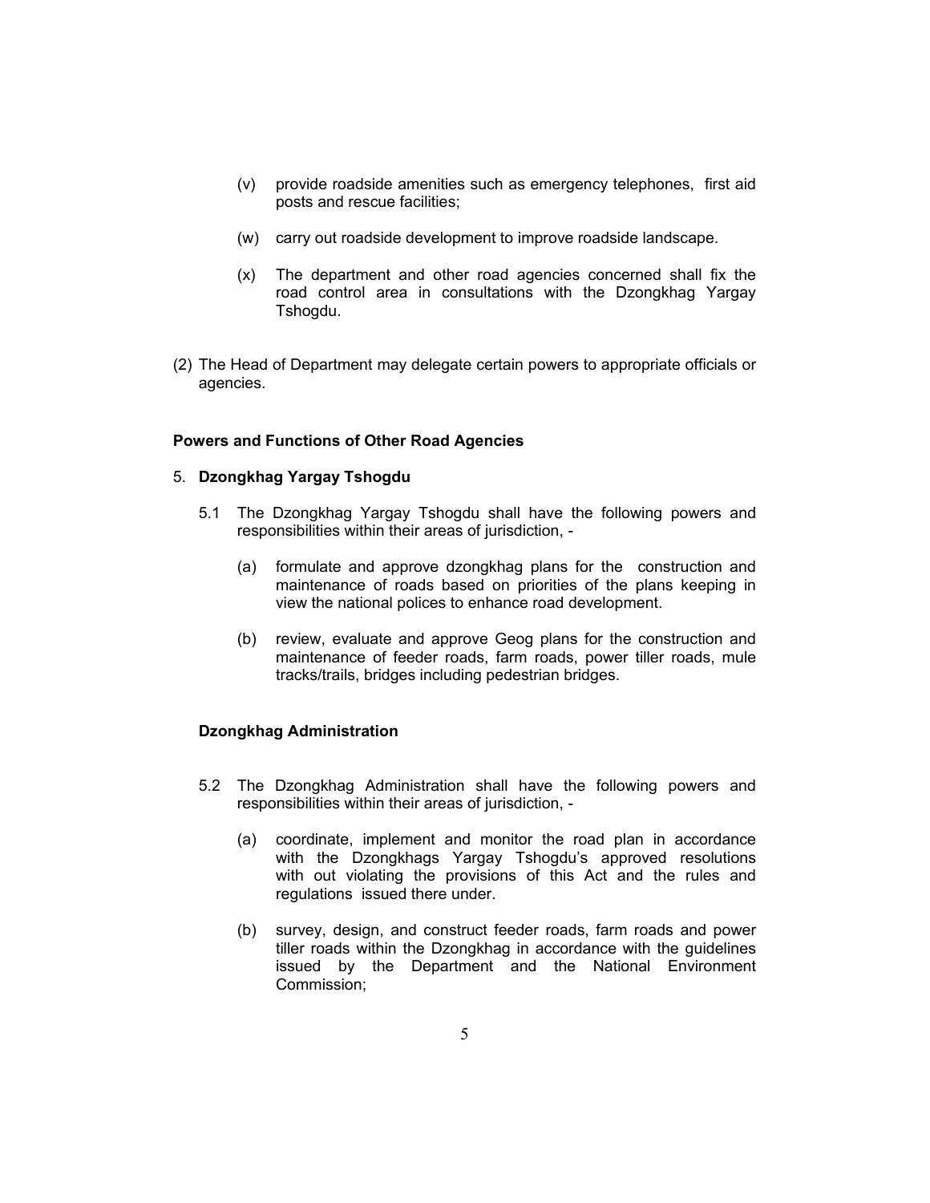(v) provide roadside amenities such as emergency telephones, first aid posts and rescue facilities;

(w) carry out roadside development to improve roadside landscape.

(x) The department and other road agencies concerned shall fix the road control area in consultations with the Dzongkhag Yargay Tshogdu.

(2) The Head of Department may delegate certain powers to appropriate officials or agencies.

**Powers and Functions of Other Road Agencies**

5. **Dzongkhag Yargay Tshogdu**

5.1 The Dzongkhag Yargay Tshogdu shall have the following powers and responsibilities within their areas of jurisdiction, -

(a) formulate and approve dzongkhag plans for the construction and maintenance of roads based on priorities of the plans keeping in view the national polices to enhance road development.

(b) review, evaluate and approve Geog plans for the construction and maintenance of feeder roads, farm roads, power tiller roads, mule tracks/trails, bridges including pedestrian bridges.

**Dzongkhag Administration**

5.2 The Dzongkhag Administration shall have the following powers and responsibilities within their areas of jurisdiction, -

(a) coordinate, implement and monitor the road plan in accordance with the Dzongkhags Yargay Tshogdu's approved resolutions with out violating the provisions of this Act and the rules and regulations issued there under.

(b) survey, design, and construct feeder roads, farm roads and power tiller roads within the Dzongkhag in accordance with the guidelines issued by the Department and the National Environment Commission;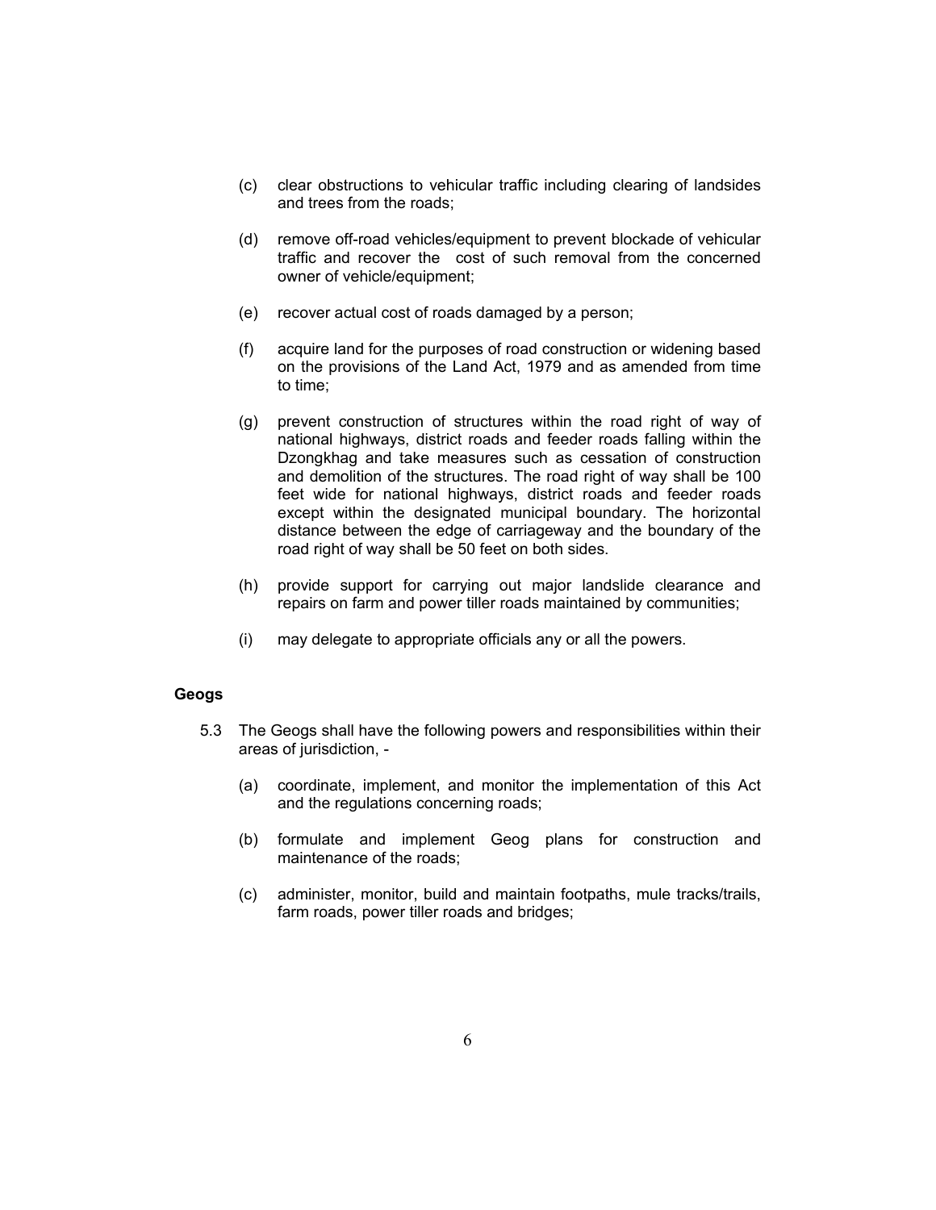(c) clear obstructions to vehicular traffic including clearing of landsides and trees from the roads;

(d) remove off-road vehicles/equipment to prevent blockade of vehicular traffic and recover the cost of such removal from the concerned owner of vehicle/equipment;

(e) recover actual cost of roads damaged by a person;

(f) acquire land for the purposes of road construction or widening based on the provisions of the Land Act, 1979 and as amended from time to time;

(g) prevent construction of structures within the road right of way of national highways, district roads and feeder roads falling within the Dzongkhag and take measures such as cessation of construction and demolition of the structures. The road right of way shall be 100 feet wide for national highways, district roads and feeder roads except within the designated municipal boundary. The horizontal distance between the edge of carriageway and the boundary of the road right of way shall be 50 feet on both sides.

(h) provide support for carrying out major landslide clearance and repairs on farm and power tiller roads maintained by communities;

(i) may delegate to appropriate officials any or all the powers.

**Geogs**

5.3 The Geogs shall have the following powers and responsibilities within their areas of jurisdiction, -

(a) coordinate, implement, and monitor the implementation of this Act and the regulations concerning roads;

(b) formulate and implement Geog plans for construction and maintenance of the roads;

(c) administer, monitor, build and maintain footpaths, mule tracks/trails, farm roads, power tiller roads and bridges;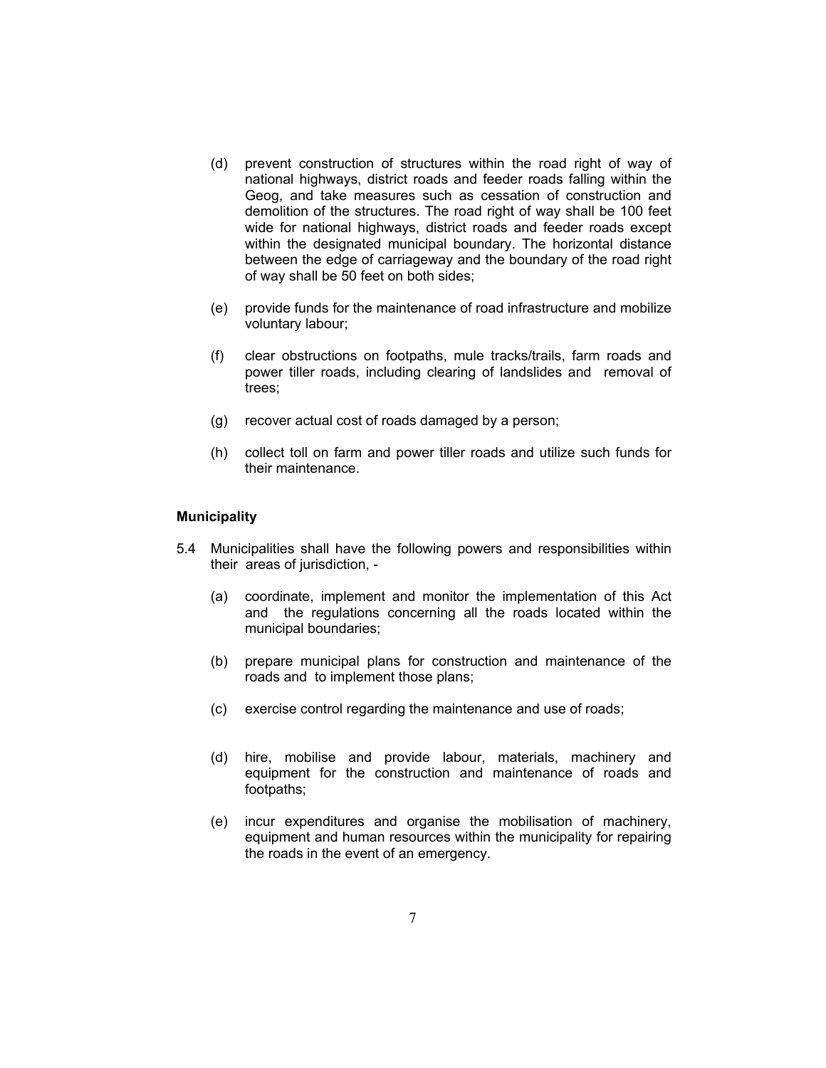(d) prevent construction of structures within the road right of way of national highways, district roads and feeder roads falling within the Geog, and take measures such as cessation of construction and demolition of the structures. The road right of way shall be 100 feet wide for national highways, district roads and feeder roads except within the designated municipal boundary. The horizontal distance between the edge of carriageway and the boundary of the road right of way shall be 50 feet on both sides;

(e) provide funds for the maintenance of road infrastructure and mobilize voluntary labour;

(f) clear obstructions on footpaths, mule tracks/trails, farm roads and power tiller roads, including clearing of landslides and removal of trees;

(g) recover actual cost of roads damaged by a person;

(h) collect toll on farm and power tiller roads and utilize such funds for their maintenance.

**Municipality**

5.4 Municipalities shall have the following powers and responsibilities within their areas of jurisdiction, -

(a) coordinate, implement and monitor the implementation of this Act and the regulations concerning all the roads located within the municipal boundaries;

(b) prepare municipal plans for construction and maintenance of the roads and to implement those plans;

(c) exercise control regarding the maintenance and use of roads;

(d) hire, mobilise and provide labour, materials, machinery and equipment for the construction and maintenance of roads and footpaths;

(e) incur expenditures and organise the mobilisation of machinery, equipment and human resources within the municipality for repairing the roads in the event of an emergency.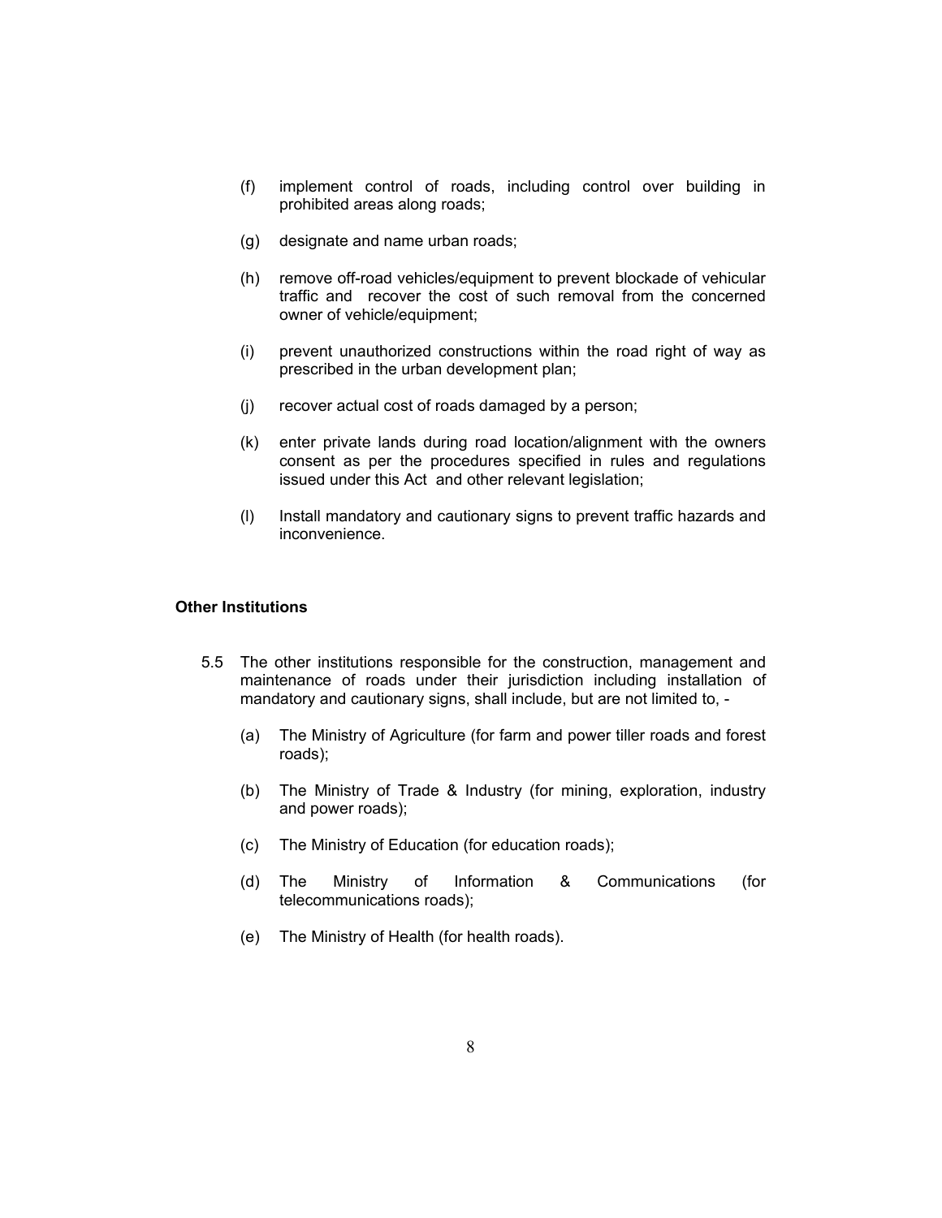(f) implement control of roads, including control over building in prohibited areas along roads;

(g) designate and name urban roads;

(h) remove off-road vehicles/equipment to prevent blockade of vehicular traffic and recover the cost of such removal from the concerned owner of vehicle/equipment;

(i) prevent unauthorized constructions within the road right of way as prescribed in the urban development plan;

(j) recover actual cost of roads damaged by a person;

(k) enter private lands during road location/alignment with the owners consent as per the procedures specified in rules and regulations issued under this Act and other relevant legislation;

(l) Install mandatory and cautionary signs to prevent traffic hazards and inconvenience.

**Other Institutions**

5.5 The other institutions responsible for the construction, management and maintenance of roads under their jurisdiction including installation of mandatory and cautionary signs, shall include, but are not limited to, -

(a) The Ministry of Agriculture (for farm and power tiller roads and forest roads);

(b) The Ministry of Trade & Industry (for mining, exploration, industry and power roads);

(c) The Ministry of Education (for education roads);

(d) The Ministry of Information & Communications (for telecommunications roads);

(e) The Ministry of Health (for health roads).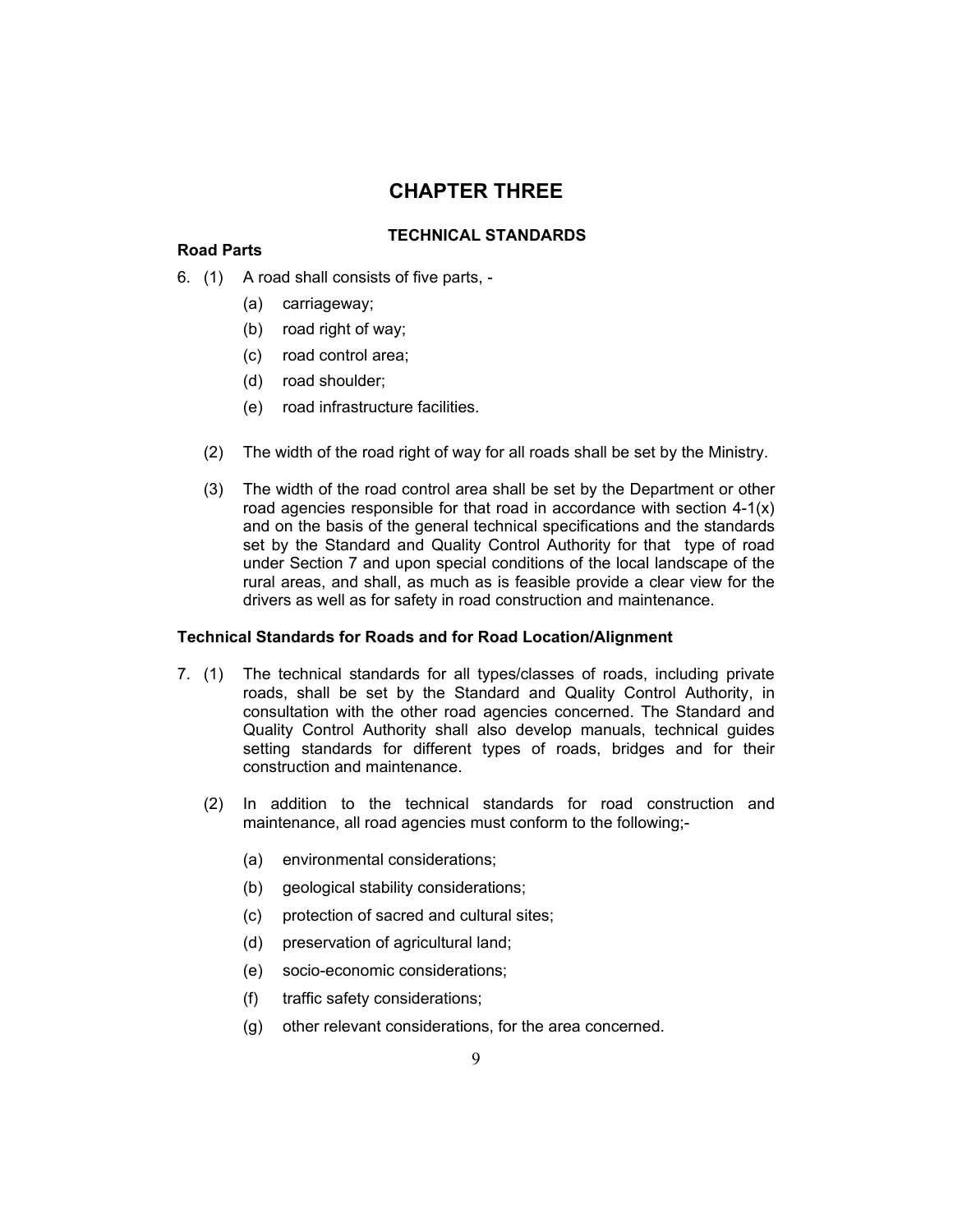# CHAPTER THREE

## TECHNICAL STANDARDS

**Road Parts**

6. (1) A road shall consists of five parts, -

   (a) carriageway;

   (b) road right of way;

   (c) road control area;

   (d) road shoulder;

   (e) road infrastructure facilities.

   (2) The width of the road right of way for all roads shall be set by the Ministry.

   (3) The width of the road control area shall be set by the Department or other road agencies responsible for that road in accordance with section 4-1(x) and on the basis of the general technical specifications and the standards set by the Standard and Quality Control Authority for that type of road under Section 7 and upon special conditions of the local landscape of the rural areas, and shall, as much as is feasible provide a clear view for the drivers as well as for safety in road construction and maintenance.

**Technical Standards for Roads and for Road Location/Alignment**

7. (1) The technical standards for all types/classes of roads, including private roads, shall be set by the Standard and Quality Control Authority, in consultation with the other road agencies concerned. The Standard and Quality Control Authority shall also develop manuals, technical guides setting standards for different types of roads, bridges and for their construction and maintenance.

   (2) In addition to the technical standards for road construction and maintenance, all road agencies must conform to the following;-

   (a) environmental considerations;

   (b) geological stability considerations;

   (c) protection of sacred and cultural sites;

   (d) preservation of agricultural land;

   (e) socio-economic considerations;

   (f) traffic safety considerations;

   (g) other relevant considerations, for the area concerned.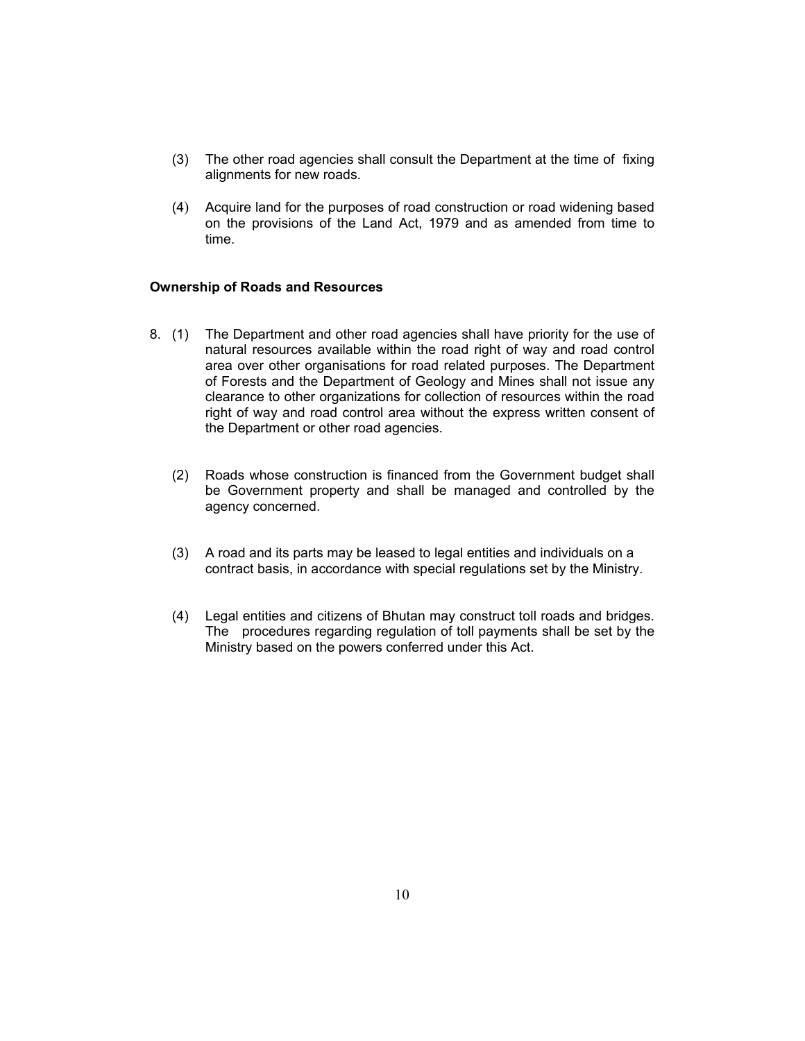(3) The other road agencies shall consult the Department at the time of fixing alignments for new roads.

(4) Acquire land for the purposes of road construction or road widening based on the provisions of the Land Act, 1979 and as amended from time to time.

**Ownership of Roads and Resources**

8. (1) The Department and other road agencies shall have priority for the use of natural resources available within the road right of way and road control area over other organisations for road related purposes. The Department of Forests and the Department of Geology and Mines shall not issue any clearance to other organizations for collection of resources within the road right of way and road control area without the express written consent of the Department or other road agencies.

(2) Roads whose construction is financed from the Government budget shall be Government property and shall be managed and controlled by the agency concerned.

(3) A road and its parts may be leased to legal entities and individuals on a contract basis, in accordance with special regulations set by the Ministry.

(4) Legal entities and citizens of Bhutan may construct toll roads and bridges. The procedures regarding regulation of toll payments shall be set by the Ministry based on the powers conferred under this Act.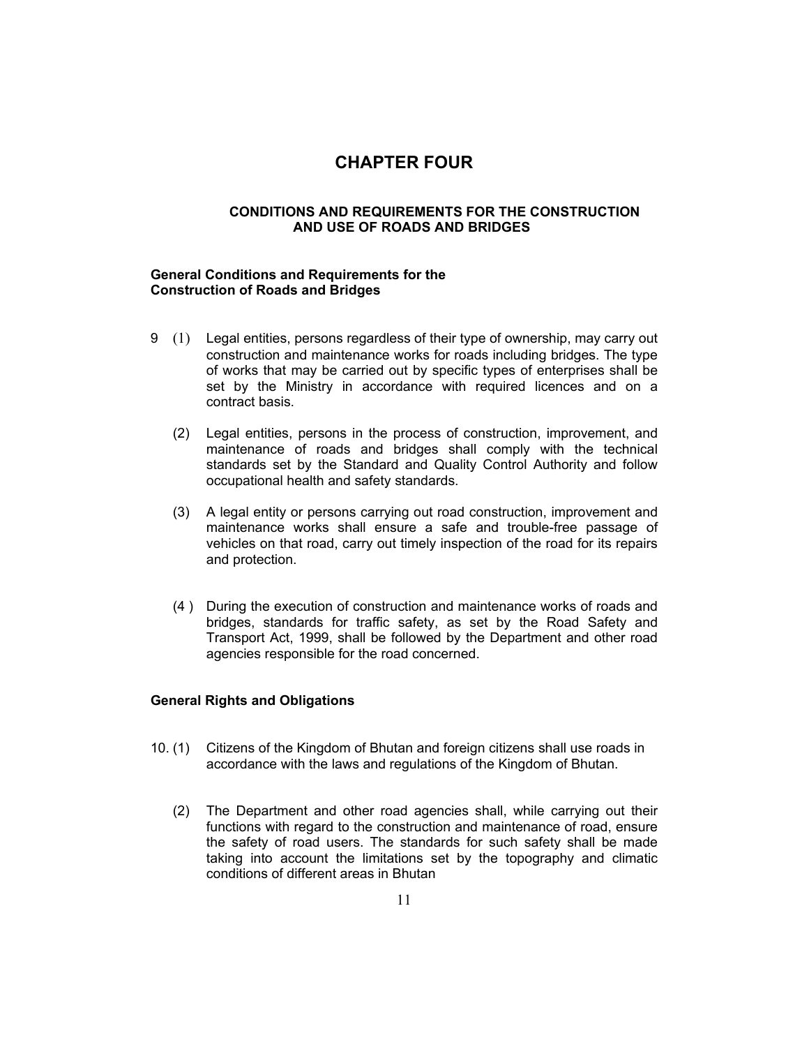# CHAPTER FOUR

## CONDITIONS AND REQUIREMENTS FOR THE CONSTRUCTION AND USE OF ROADS AND BRIDGES

### General Conditions and Requirements for the Construction of Roads and Bridges

9 (1) Legal entities, persons regardless of their type of ownership, may carry out construction and maintenance works for roads including bridges. The type of works that may be carried out by specific types of enterprises shall be set by the Ministry in accordance with required licences and on a contract basis.

(2) Legal entities, persons in the process of construction, improvement, and maintenance of roads and bridges shall comply with the technical standards set by the Standard and Quality Control Authority and follow occupational health and safety standards.

(3) A legal entity or persons carrying out road construction, improvement and maintenance works shall ensure a safe and trouble-free passage of vehicles on that road, carry out timely inspection of the road for its repairs and protection.

(4 ) During the execution of construction and maintenance works of roads and bridges, standards for traffic safety, as set by the Road Safety and Transport Act, 1999, shall be followed by the Department and other road agencies responsible for the road concerned.

### General Rights and Obligations

10. (1) Citizens of the Kingdom of Bhutan and foreign citizens shall use roads in accordance with the laws and regulations of the Kingdom of Bhutan.

(2) The Department and other road agencies shall, while carrying out their functions with regard to the construction and maintenance of road, ensure the safety of road users. The standards for such safety shall be made taking into account the limitations set by the topography and climatic conditions of different areas in Bhutan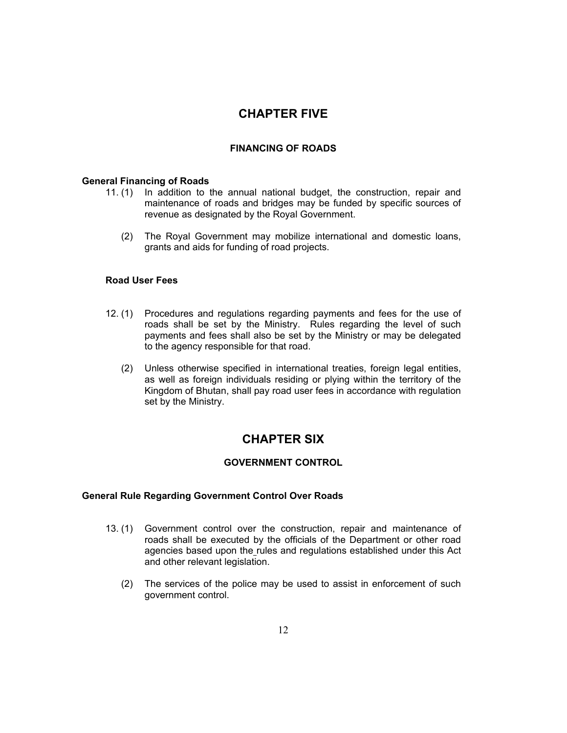# CHAPTER FIVE

## FINANCING OF ROADS

### General Financing of Roads

11. (1) In addition to the annual national budget, the construction, repair and maintenance of roads and bridges may be funded by specific sources of revenue as designated by the Royal Government.

    (2) The Royal Government may mobilize international and domestic loans, grants and aids for funding of road projects.

### Road User Fees

12. (1) Procedures and regulations regarding payments and fees for the use of roads shall be set by the Ministry. Rules regarding the level of such payments and fees shall also be set by the Ministry or may be delegated to the agency responsible for that road.

    (2) Unless otherwise specified in international treaties, foreign legal entities, as well as foreign individuals residing or plying within the territory of the Kingdom of Bhutan, shall pay road user fees in accordance with regulation set by the Ministry.

# CHAPTER SIX

## GOVERNMENT CONTROL

### General Rule Regarding Government Control Over Roads

13. (1) Government control over the construction, repair and maintenance of roads shall be executed by the officials of the Department or other road agencies based upon the rules and regulations established under this Act and other relevant legislation.

    (2) The services of the police may be used to assist in enforcement of such government control.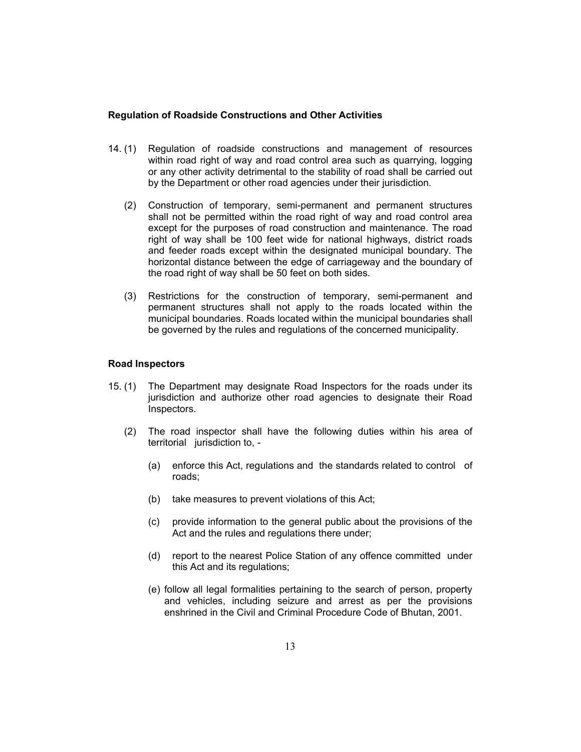**Regulation of Roadside Constructions and Other Activities**

14. (1) Regulation of roadside constructions and management of resources within road right of way and road control area such as quarrying, logging or any other activity detrimental to the stability of road shall be carried out by the Department or other road agencies under their jurisdiction.

    (2) Construction of temporary, semi-permanent and permanent structures shall not be permitted within the road right of way and road control area except for the purposes of road construction and maintenance. The road right of way shall be 100 feet wide for national highways, district roads and feeder roads except within the designated municipal boundary. The horizontal distance between the edge of carriageway and the boundary of the road right of way shall be 50 feet on both sides.

    (3) Restrictions for the construction of temporary, semi-permanent and permanent structures shall not apply to the roads located within the municipal boundaries. Roads located within the municipal boundaries shall be governed by the rules and regulations of the concerned municipality.

**Road Inspectors**

15. (1) The Department may designate Road Inspectors for the roads under its jurisdiction and authorize other road agencies to designate their Road Inspectors.

    (2) The road inspector shall have the following duties within his area of territorial jurisdiction to, -

    (a) enforce this Act, regulations and the standards related to control of roads;

    (b) take measures to prevent violations of this Act;

    (c) provide information to the general public about the provisions of the Act and the rules and regulations there under;

    (d) report to the nearest Police Station of any offence committed under this Act and its regulations;

    (e) follow all legal formalities pertaining to the search of person, property and vehicles, including seizure and arrest as per the provisions enshrined in the Civil and Criminal Procedure Code of Bhutan, 2001.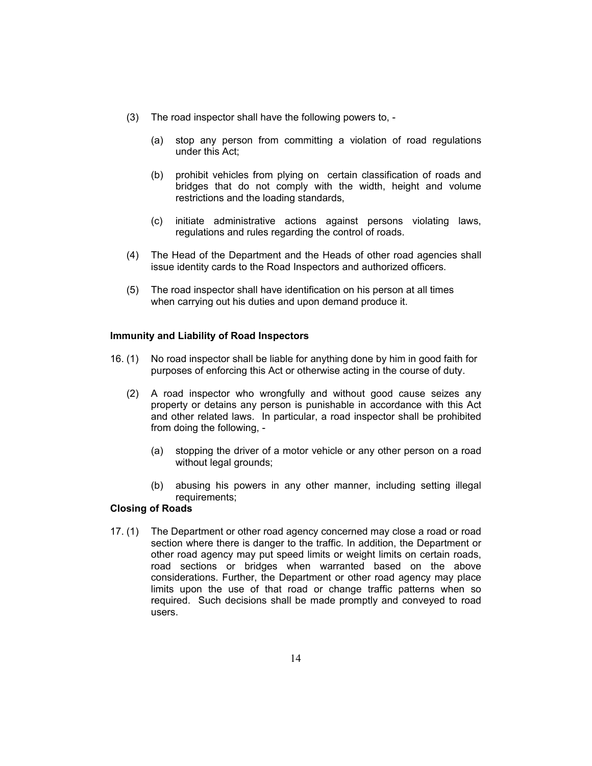(3) The road inspector shall have the following powers to, -

   (a) stop any person from committing a violation of road regulations under this Act;

   (b) prohibit vehicles from plying on certain classification of roads and bridges that do not comply with the width, height and volume restrictions and the loading standards,

   (c) initiate administrative actions against persons violating laws, regulations and rules regarding the control of roads.

(4) The Head of the Department and the Heads of other road agencies shall issue identity cards to the Road Inspectors and authorized officers.

(5) The road inspector shall have identification on his person at all times when carrying out his duties and upon demand produce it.

**Immunity and Liability of Road Inspectors**

16. (1) No road inspector shall be liable for anything done by him in good faith for purposes of enforcing this Act or otherwise acting in the course of duty.

   (2) A road inspector who wrongfully and without good cause seizes any property or detains any person is punishable in accordance with this Act and other related laws. In particular, a road inspector shall be prohibited from doing the following, -

      (a) stopping the driver of a motor vehicle or any other person on a road without legal grounds;

      (b) abusing his powers in any other manner, including setting illegal requirements;

**Closing of Roads**

17. (1) The Department or other road agency concerned may close a road or road section where there is danger to the traffic. In addition, the Department or other road agency may put speed limits or weight limits on certain roads, road sections or bridges when warranted based on the above considerations. Further, the Department or other road agency may place limits upon the use of that road or change traffic patterns when so required. Such decisions shall be made promptly and conveyed to road users.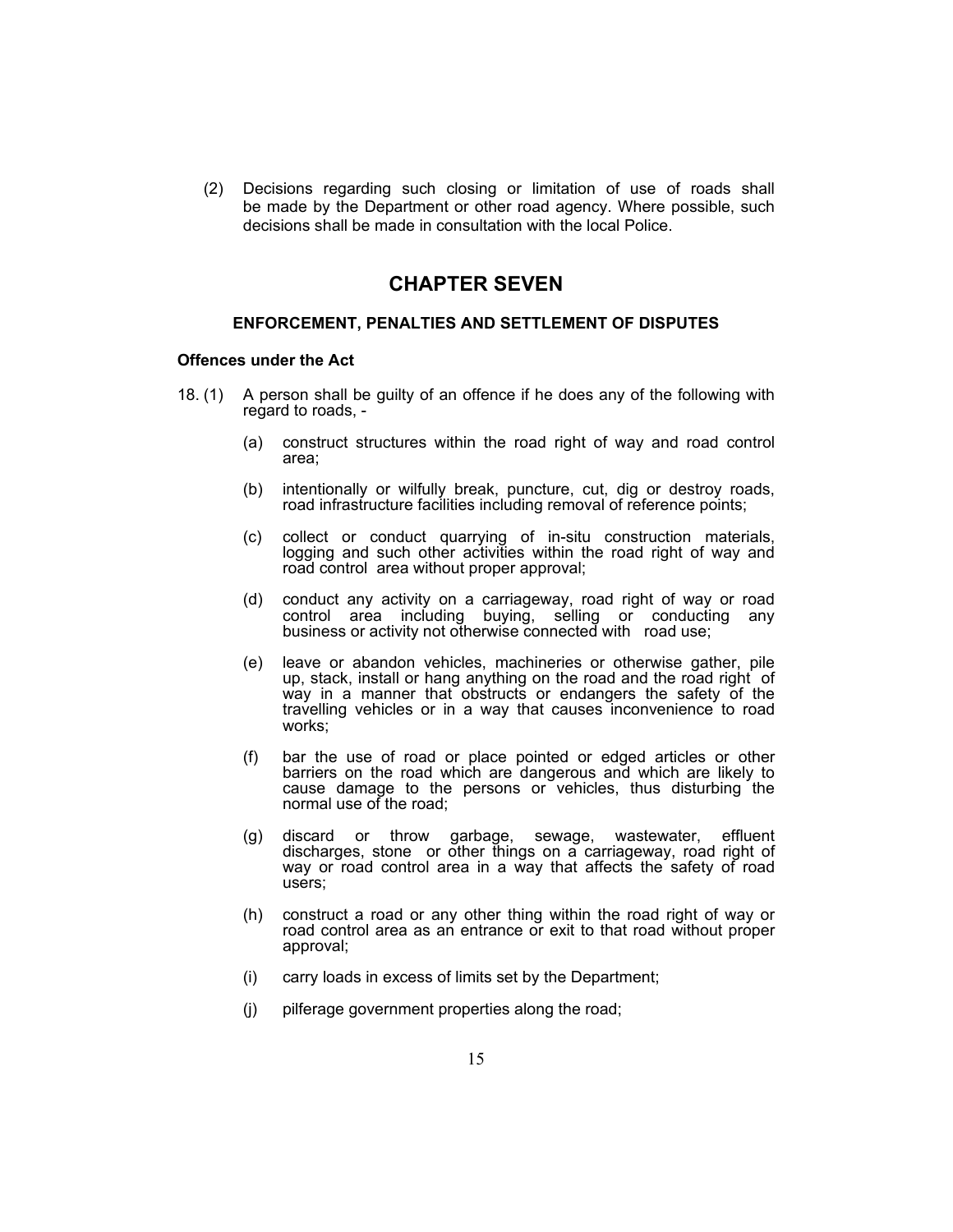(2) Decisions regarding such closing or limitation of use of roads shall be made by the Department or other road agency. Where possible, such decisions shall be made in consultation with the local Police.

# CHAPTER SEVEN

## ENFORCEMENT, PENALTIES AND SETTLEMENT OF DISPUTES

### Offences under the Act

18. (1) A person shall be guilty of an offence if he does any of the following with regard to roads, -

(a) construct structures within the road right of way and road control area;

(b) intentionally or wilfully break, puncture, cut, dig or destroy roads, road infrastructure facilities including removal of reference points;

(c) collect or conduct quarrying of in-situ construction materials, logging and such other activities within the road right of way and road control area without proper approval;

(d) conduct any activity on a carriageway, road right of way or road control area including buying, selling or conducting any business or activity not otherwise connected with road use;

(e) leave or abandon vehicles, machineries or otherwise gather, pile up, stack, install or hang anything on the road and the road right of way in a manner that obstructs or endangers the safety of the travelling vehicles or in a way that causes inconvenience to road works;

(f) bar the use of road or place pointed or edged articles or other barriers on the road which are dangerous and which are likely to cause damage to the persons or vehicles, thus disturbing the normal use of the road;

(g) discard or throw garbage, sewage, wastewater, effluent discharges, stone or other things on a carriageway, road right of way or road control area in a way that affects the safety of road users;

(h) construct a road or any other thing within the road right of way or road control area as an entrance or exit to that road without proper approval;

(i) carry loads in excess of limits set by the Department;

(j) pilferage government properties along the road;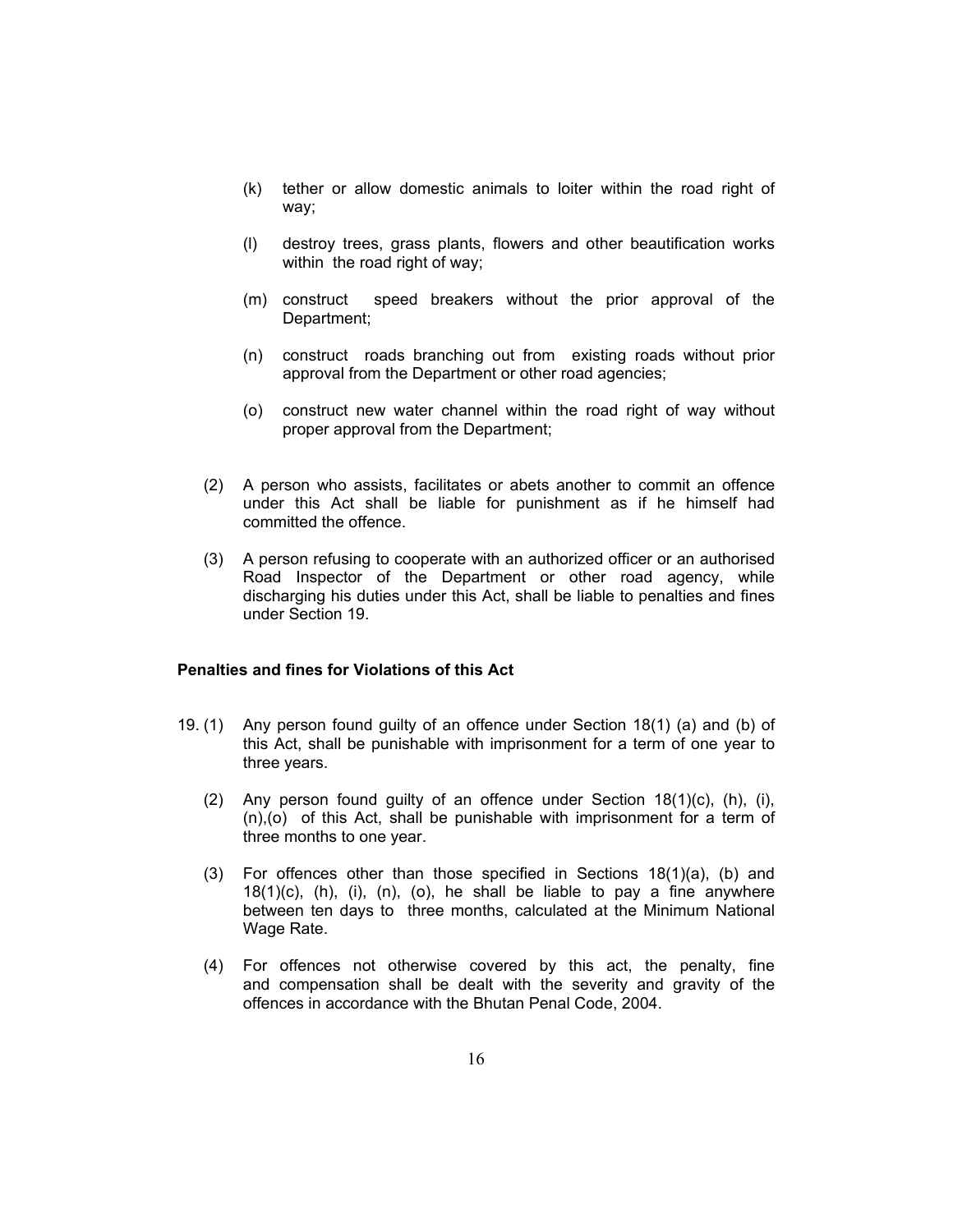(k) tether or allow domestic animals to loiter within the road right of way;

(l) destroy trees, grass plants, flowers and other beautification works within the road right of way;

(m) construct speed breakers without the prior approval of the Department;

(n) construct roads branching out from existing roads without prior approval from the Department or other road agencies;

(o) construct new water channel within the road right of way without proper approval from the Department;

(2) A person who assists, facilitates or abets another to commit an offence under this Act shall be liable for punishment as if he himself had committed the offence.

(3) A person refusing to cooperate with an authorized officer or an authorised Road Inspector of the Department or other road agency, while discharging his duties under this Act, shall be liable to penalties and fines under Section 19.

**Penalties and fines for Violations of this Act**

19. (1) Any person found guilty of an offence under Section 18(1) (a) and (b) of this Act, shall be punishable with imprisonment for a term of one year to three years.

(2) Any person found guilty of an offence under Section 18(1)(c), (h), (i), (n),(o) of this Act, shall be punishable with imprisonment for a term of three months to one year.

(3) For offences other than those specified in Sections 18(1)(a), (b) and 18(1)(c), (h), (i), (n), (o), he shall be liable to pay a fine anywhere between ten days to three months, calculated at the Minimum National Wage Rate.

(4) For offences not otherwise covered by this act, the penalty, fine and compensation shall be dealt with the severity and gravity of the offences in accordance with the Bhutan Penal Code, 2004.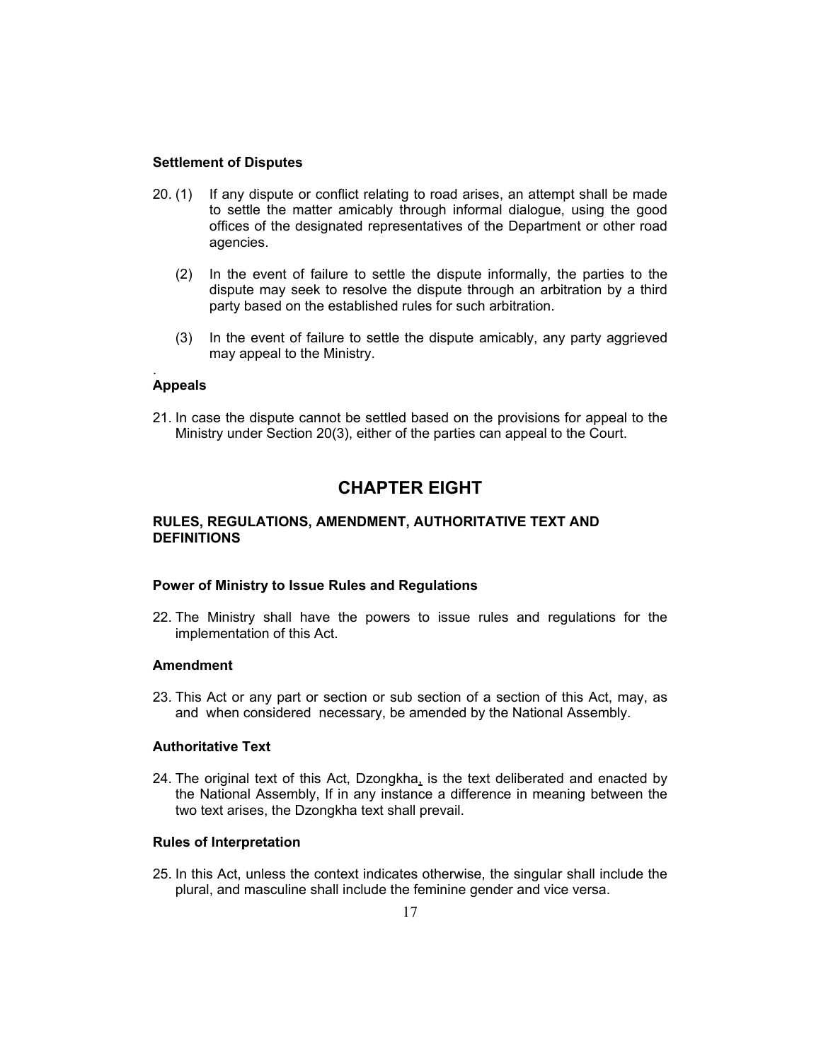**Settlement of Disputes**

20. (1) If any dispute or conflict relating to road arises, an attempt shall be made to settle the matter amicably through informal dialogue, using the good offices of the designated representatives of the Department or other road agencies.

    (2) In the event of failure to settle the dispute informally, the parties to the dispute may seek to resolve the dispute through an arbitration by a third party based on the established rules for such arbitration.

    (3) In the event of failure to settle the dispute amicably, any party aggrieved may appeal to the Ministry.

.

**Appeals**

21. In case the dispute cannot be settled based on the provisions for appeal to the Ministry under Section 20(3), either of the parties can appeal to the Court.

# CHAPTER EIGHT

## RULES, REGULATIONS, AMENDMENT, AUTHORITATIVE TEXT AND DEFINITIONS

**Power of Ministry to Issue Rules and Regulations**

22. The Ministry shall have the powers to issue rules and regulations for the implementation of this Act.

**Amendment**

23. This Act or any part or section or sub section of a section of this Act, may, as and when considered necessary, be amended by the National Assembly.

**Authoritative Text**

24. The original text of this Act, Dzongkha, is the text deliberated and enacted by the National Assembly, If in any instance a difference in meaning between the two text arises, the Dzongkha text shall prevail.

**Rules of Interpretation**

25. In this Act, unless the context indicates otherwise, the singular shall include the plural, and masculine shall include the feminine gender and vice versa.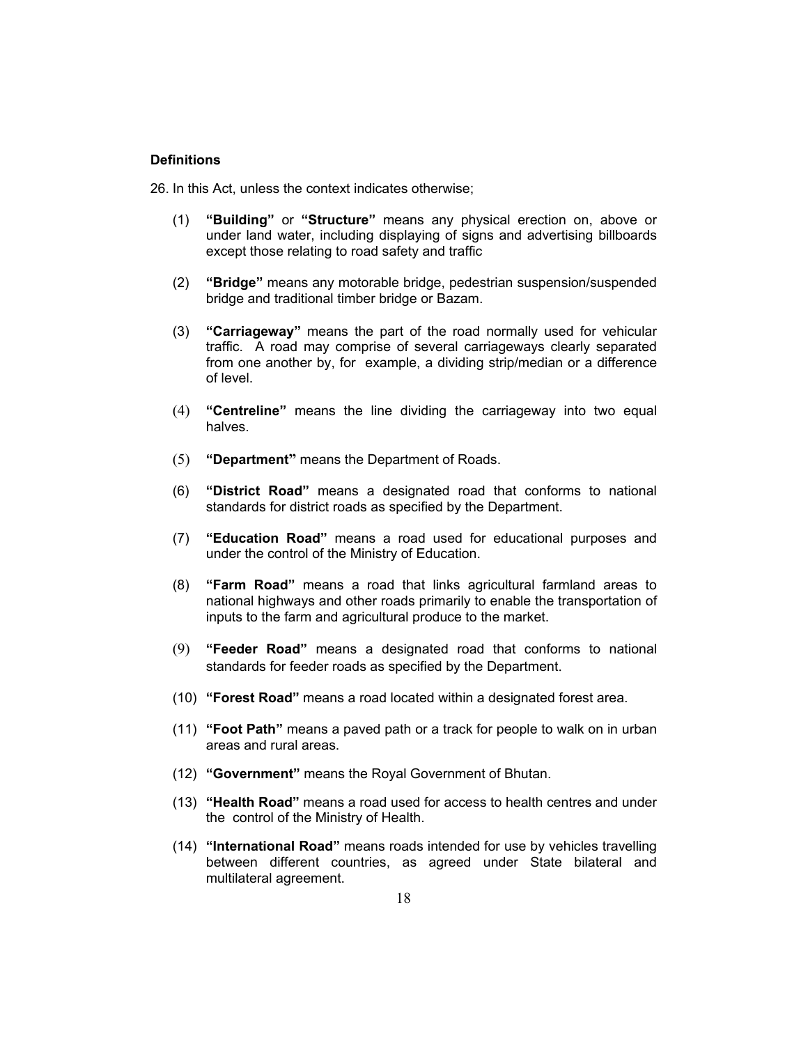**Definitions**

26. In this Act, unless the context indicates otherwise;

(1) **"Building"** or **"Structure"** means any physical erection on, above or under land water, including displaying of signs and advertising billboards except those relating to road safety and traffic

(2) **"Bridge"** means any motorable bridge, pedestrian suspension/suspended bridge and traditional timber bridge or Bazam.

(3) **"Carriageway"** means the part of the road normally used for vehicular traffic. A road may comprise of several carriageways clearly separated from one another by, for example, a dividing strip/median or a difference of level.

(4) **"Centreline"** means the line dividing the carriageway into two equal halves.

(5) **"Department"** means the Department of Roads.

(6) **"District Road"** means a designated road that conforms to national standards for district roads as specified by the Department.

(7) **"Education Road"** means a road used for educational purposes and under the control of the Ministry of Education.

(8) **"Farm Road"** means a road that links agricultural farmland areas to national highways and other roads primarily to enable the transportation of inputs to the farm and agricultural produce to the market.

(9) **"Feeder Road"** means a designated road that conforms to national standards for feeder roads as specified by the Department.

(10) **"Forest Road"** means a road located within a designated forest area.

(11) **"Foot Path"** means a paved path or a track for people to walk on in urban areas and rural areas.

(12) **"Government"** means the Royal Government of Bhutan.

(13) **"Health Road"** means a road used for access to health centres and under the control of the Ministry of Health.

(14) **"International Road"** means roads intended for use by vehicles travelling between different countries, as agreed under State bilateral and multilateral agreement.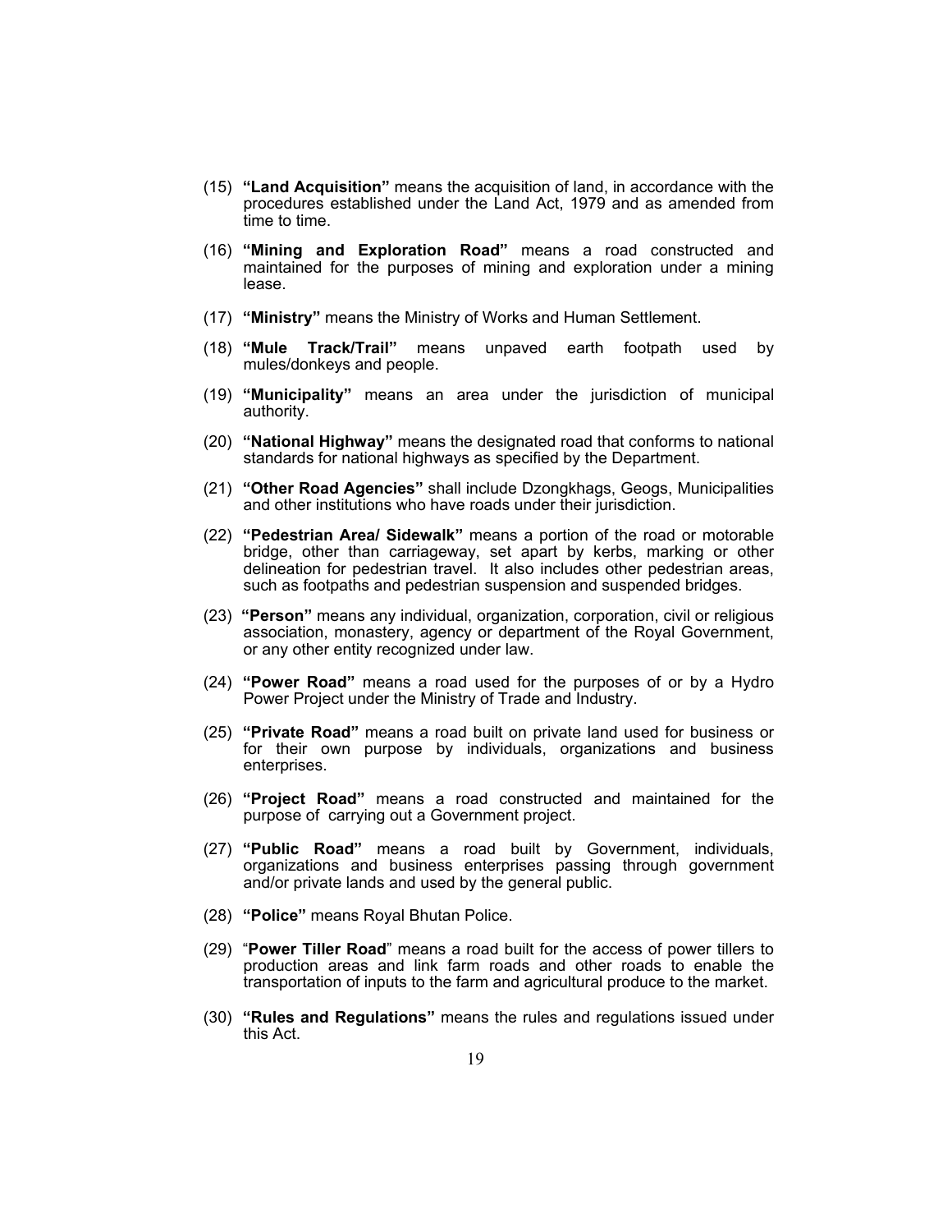(15) **"Land Acquisition"** means the acquisition of land, in accordance with the procedures established under the Land Act, 1979 and as amended from time to time.

(16) **"Mining and Exploration Road"** means a road constructed and maintained for the purposes of mining and exploration under a mining lease.

(17) **"Ministry"** means the Ministry of Works and Human Settlement.

(18) **"Mule Track/Trail"** means unpaved earth footpath used by mules/donkeys and people.

(19) **"Municipality"** means an area under the jurisdiction of municipal authority.

(20) **"National Highway"** means the designated road that conforms to national standards for national highways as specified by the Department.

(21) **"Other Road Agencies"** shall include Dzongkhags, Geogs, Municipalities and other institutions who have roads under their jurisdiction.

(22) **"Pedestrian Area/ Sidewalk"** means a portion of the road or motorable bridge, other than carriageway, set apart by kerbs, marking or other delineation for pedestrian travel. It also includes other pedestrian areas, such as footpaths and pedestrian suspension and suspended bridges.

(23) **"Person"** means any individual, organization, corporation, civil or religious association, monastery, agency or department of the Royal Government, or any other entity recognized under law.

(24) **"Power Road"** means a road used for the purposes of or by a Hydro Power Project under the Ministry of Trade and Industry.

(25) **"Private Road"** means a road built on private land used for business or for their own purpose by individuals, organizations and business enterprises.

(26) **"Project Road"** means a road constructed and maintained for the purpose of carrying out a Government project.

(27) **"Public Road"** means a road built by Government, individuals, organizations and business enterprises passing through government and/or private lands and used by the general public.

(28) **"Police"** means Royal Bhutan Police.

(29) "**Power Tiller Road**" means a road built for the access of power tillers to production areas and link farm roads and other roads to enable the transportation of inputs to the farm and agricultural produce to the market.

(30) **"Rules and Regulations"** means the rules and regulations issued under this Act.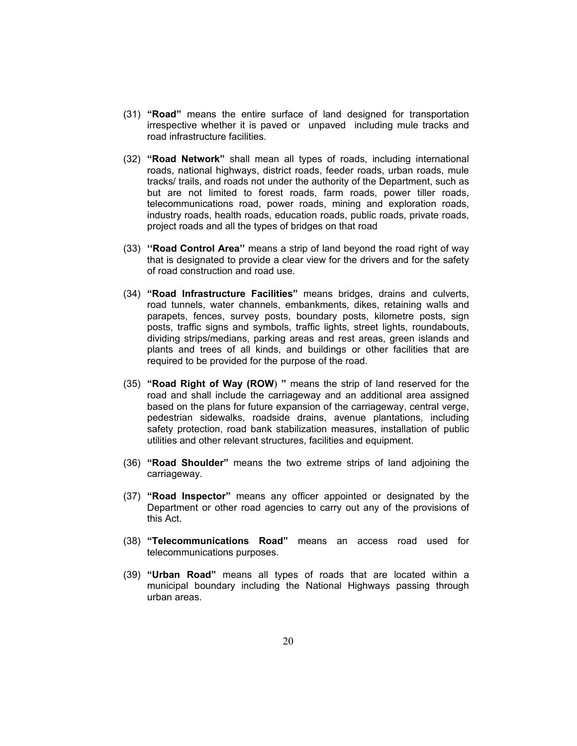(31) **"Road"** means the entire surface of land designed for transportation irrespective whether it is paved or unpaved including mule tracks and road infrastructure facilities.

(32) **"Road Network"** shall mean all types of roads, including international roads, national highways, district roads, feeder roads, urban roads, mule tracks/ trails, and roads not under the authority of the Department, such as but are not limited to forest roads, farm roads, power tiller roads, telecommunications road, power roads, mining and exploration roads, industry roads, health roads, education roads, public roads, private roads, project roads and all the types of bridges on that road

(33) **''Road Control Area''** means a strip of land beyond the road right of way that is designated to provide a clear view for the drivers and for the safety of road construction and road use.

(34) **"Road Infrastructure Facilities"** means bridges, drains and culverts, road tunnels, water channels, embankments, dikes, retaining walls and parapets, fences, survey posts, boundary posts, kilometre posts, sign posts, traffic signs and symbols, traffic lights, street lights, roundabouts, dividing strips/medians, parking areas and rest areas, green islands and plants and trees of all kinds, and buildings or other facilities that are required to be provided for the purpose of the road.

(35) **"Road Right of Way (ROW) "** means the strip of land reserved for the road and shall include the carriageway and an additional area assigned based on the plans for future expansion of the carriageway, central verge, pedestrian sidewalks, roadside drains, avenue plantations, including safety protection, road bank stabilization measures, installation of public utilities and other relevant structures, facilities and equipment.

(36) **"Road Shoulder"** means the two extreme strips of land adjoining the carriageway.

(37) **"Road Inspector"** means any officer appointed or designated by the Department or other road agencies to carry out any of the provisions of this Act.

(38) **"Telecommunications Road"** means an access road used for telecommunications purposes.

(39) **"Urban Road"** means all types of roads that are located within a municipal boundary including the National Highways passing through urban areas.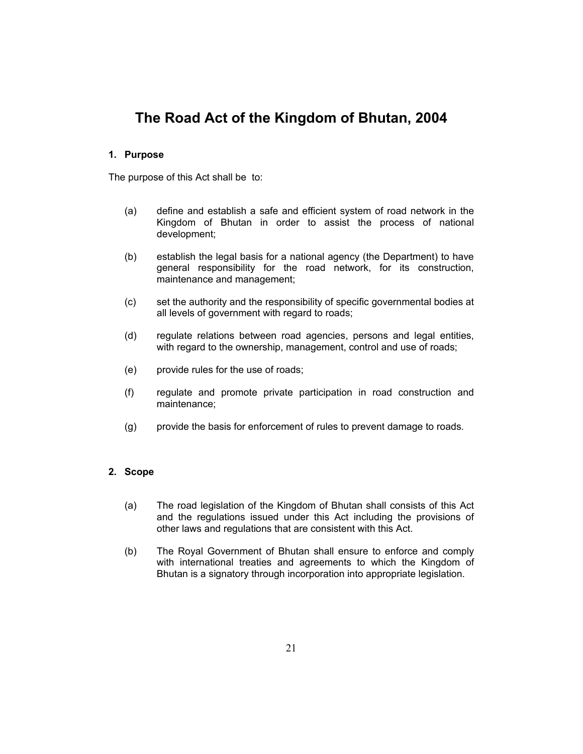# The Road Act of the Kingdom of Bhutan, 2004

**1. Purpose**

The purpose of this Act shall be to:

(a) define and establish a safe and efficient system of road network in the Kingdom of Bhutan in order to assist the process of national development;

(b) establish the legal basis for a national agency (the Department) to have general responsibility for the road network, for its construction, maintenance and management;

(c) set the authority and the responsibility of specific governmental bodies at all levels of government with regard to roads;

(d) regulate relations between road agencies, persons and legal entities, with regard to the ownership, management, control and use of roads;

(e) provide rules for the use of roads;

(f) regulate and promote private participation in road construction and maintenance;

(g) provide the basis for enforcement of rules to prevent damage to roads.

**2. Scope**

(a) The road legislation of the Kingdom of Bhutan shall consists of this Act and the regulations issued under this Act including the provisions of other laws and regulations that are consistent with this Act.

(b) The Royal Government of Bhutan shall ensure to enforce and comply with international treaties and agreements to which the Kingdom of Bhutan is a signatory through incorporation into appropriate legislation.